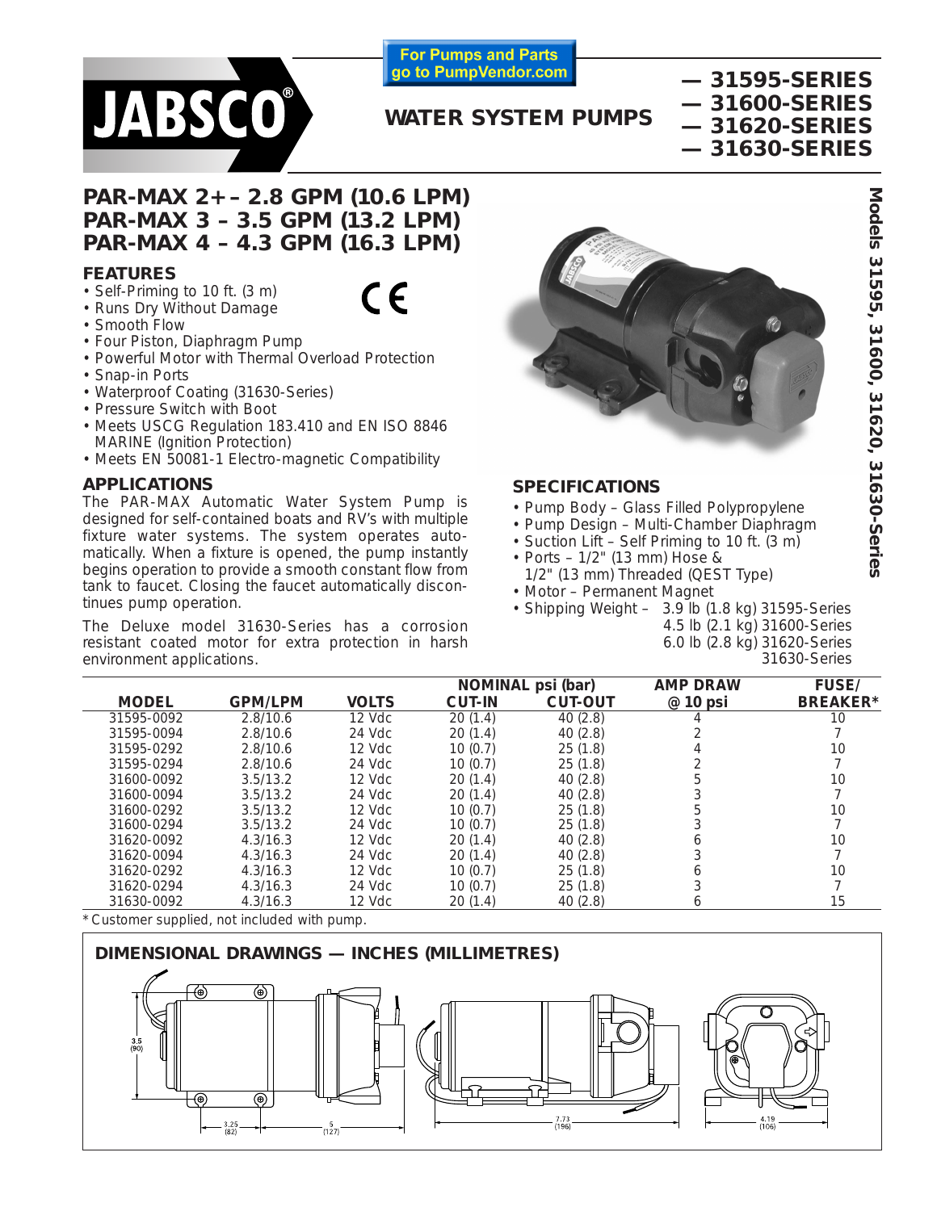JABSCO®

For Pumps and Parts go to PumpVendor.com

# WATER SYSTEM PUMPS

**— 31595-SERIES**
**— 31600-SERIES**
**— 31620-SERIES**
**— 31630-SERIES**

Models 31595, 31600, 31620, 31630-Series

## PAR-MAX 2+ – 2.8 GPM (10.6 LPM)
## PAR-MAX 3 – 3.5 GPM (13.2 LPM)
## PAR-MAX 4 – 4.3 GPM (16.3 LPM)

### FEATURES

- Self-Priming to 10 ft. (3 m)
- Runs Dry Without Damage
- Smooth Flow
- Four Piston, Diaphragm Pump
- Powerful Motor with Thermal Overload Protection
- Snap-in Ports
- Waterproof Coating (31630-Series)
- Pressure Switch with Boot
- Meets USCG Regulation 183.410 and EN ISO 8846 MARINE (Ignition Protection)
- Meets EN 50081-1 Electro-magnetic Compatibility

CE

### APPLICATIONS

The PAR-MAX Automatic Water System Pump is designed for self-contained boats and RV's with multiple fixture water systems. The system operates automatically. When a fixture is opened, the pump instantly begins operation to provide a smooth constant flow from tank to faucet. Closing the faucet automatically discontinues pump operation.

The Deluxe model 31630-Series has a corrosion resistant coated motor for extra protection in harsh environment applications.

### SPECIFICATIONS

- Pump Body – Glass Filled Polypropylene
- Pump Design – Multi-Chamber Diaphragm
- Suction Lift – Self Priming to 10 ft. (3 m)
- Ports – 1/2" (13 mm) Hose & 1/2" (13 mm) Threaded (QEST Type)
- Motor – Permanent Magnet
- Shipping Weight – 3.9 lb (1.8 kg) 31595-Series
  4.5 lb (2.1 kg) 31600-Series
  6.0 lb (2.8 kg) 31620-Series
  31630-Series

| MODEL | GPM/LPM | VOLTS | NOMINAL psi (bar) CUT-IN | NOMINAL psi (bar) CUT-OUT | AMP DRAW @ 10 psi | FUSE/ BREAKER* |
|---|---|---|---|---|---|---|
| 31595-0092 | 2.8/10.6 | 12 Vdc | 20 (1.4) | 40 (2.8) | 4 | 10 |
| 31595-0094 | 2.8/10.6 | 24 Vdc | 20 (1.4) | 40 (2.8) | 2 | 7 |
| 31595-0292 | 2.8/10.6 | 12 Vdc | 10 (0.7) | 25 (1.8) | 4 | 10 |
| 31595-0294 | 2.8/10.6 | 24 Vdc | 10 (0.7) | 25 (1.8) | 2 | 7 |
| 31600-0092 | 3.5/13.2 | 12 Vdc | 20 (1.4) | 40 (2.8) | 5 | 10 |
| 31600-0094 | 3.5/13.2 | 24 Vdc | 20 (1.4) | 40 (2.8) | 3 | 7 |
| 31600-0292 | 3.5/13.2 | 12 Vdc | 10 (0.7) | 25 (1.8) | 5 | 10 |
| 31600-0294 | 3.5/13.2 | 24 Vdc | 10 (0.7) | 25 (1.8) | 3 | 7 |
| 31620-0092 | 4.3/16.3 | 12 Vdc | 20 (1.4) | 40 (2.8) | 6 | 10 |
| 31620-0094 | 4.3/16.3 | 24 Vdc | 20 (1.4) | 40 (2.8) | 3 | 7 |
| 31620-0292 | 4.3/16.3 | 12 Vdc | 10 (0.7) | 25 (1.8) | 6 | 10 |
| 31620-0294 | 4.3/16.3 | 24 Vdc | 10 (0.7) | 25 (1.8) | 3 | 7 |
| 31630-0092 | 4.3/16.3 | 12 Vdc | 20 (1.4) | 40 (2.8) | 6 | 15 |

\* Customer supplied, not included with pump.

### DIMENSIONAL DRAWINGS — INCHES (MILLIMETRES)

3.5 (90)
3.25 (82)
5 (127)
7.73 (196)
4.19 (106)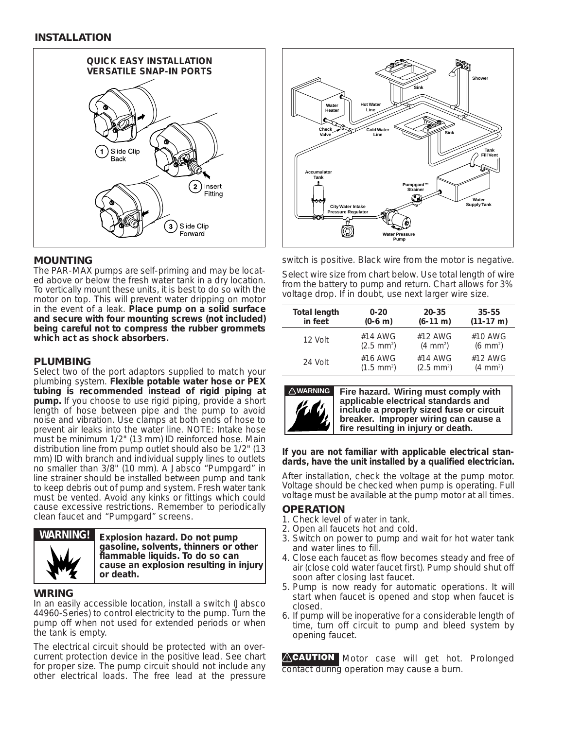## INSTALLATION

### MOUNTING

The PAR-MAX pumps are self-priming and may be located above or below the fresh water tank in a dry location. To vertically mount these units, it is best to do so with the motor on top. This will prevent water dripping on motor in the event of a leak. **Place pump on a solid surface and secure with four mounting screws (not included) being careful not to compress the rubber grommets which act as shock absorbers.**

### PLUMBING

Select two of the port adaptors supplied to match your plumbing system. **Flexible potable water hose or PEX tubing is recommended instead of rigid piping at pump.** If you choose to use rigid piping, provide a short length of hose between pipe and the pump to avoid noise and vibration. Use clamps at both ends of hose to prevent air leaks into the water line. NOTE: Intake hose must be minimum 1/2" (13 mm) ID reinforced hose. Main distribution line from pump outlet should also be 1/2" (13 mm) ID with branch and individual supply lines to outlets no smaller than 3/8" (10 mm). A Jabsco "Pumpgard" in line strainer should be installed between pump and tank to keep debris out of pump and system. Fresh water tank must be vented. Avoid any kinks or fittings which could cause excessive restrictions. Remember to periodically clean faucet and "Pumpgard" screens.

**WARNING!** **Explosion hazard. Do not pump gasoline, solvents, thinners or other flammable liquids. To do so can cause an explosion resulting in injury or death.**

### WIRING

In an easily accessible location, install a switch (Jabsco 44960-Series) to control electricity to the pump. Turn the pump off when not used for extended periods or when the tank is empty.

The electrical circuit should be protected with an overcurrent protection device in the positive lead. See chart for proper size. The pump circuit should not include any other electrical loads. The free lead at the pressure switch is positive. Black wire from the motor is negative.

Select wire size from chart below. Use total length of wire from the battery to pump and return. Chart allows for 3% voltage drop. If in doubt, use next larger wire size.

| Total length in feet | 0-20 (0-6 m) | 20-35 (6-11 m) | 35-55 (11-17 m) |
|---|---|---|---|
| 12 Volt | #14 AWG (2.5 mm$^2$) | #12 AWG (4 mm$^2$) | #10 AWG (6 mm$^2$) |
| 24 Volt | #16 AWG (1.5 mm$^2$) | #14 AWG (2.5 mm$^2$) | #12 AWG (4 mm$^2$) |

**WARNING** **Fire hazard. Wiring must comply with applicable electrical standards and include a properly sized fuse or circuit breaker. Improper wiring can cause a fire resulting in injury or death.**

**If you are not familiar with applicable electrical standards, have the unit installed by a qualified electrician.**

After installation, check the voltage at the pump motor. Voltage should be checked when pump is operating. Full voltage must be available at the pump motor at all times.

### OPERATION

1. Check level of water in tank.
2. Open all faucets hot and cold.
3. Switch on power to pump and wait for hot water tank and water lines to fill.
4. Close each faucet as flow becomes steady and free of air (close cold water faucet first). Pump should shut off soon after closing last faucet.
5. Pump is now ready for automatic operations. It will start when faucet is opened and stop when faucet is closed.
6. If pump will be inoperative for a considerable length of time, turn off circuit to pump and bleed system by opening faucet.

**CAUTION** Motor case will get hot. Prolonged contact during operation may cause a burn.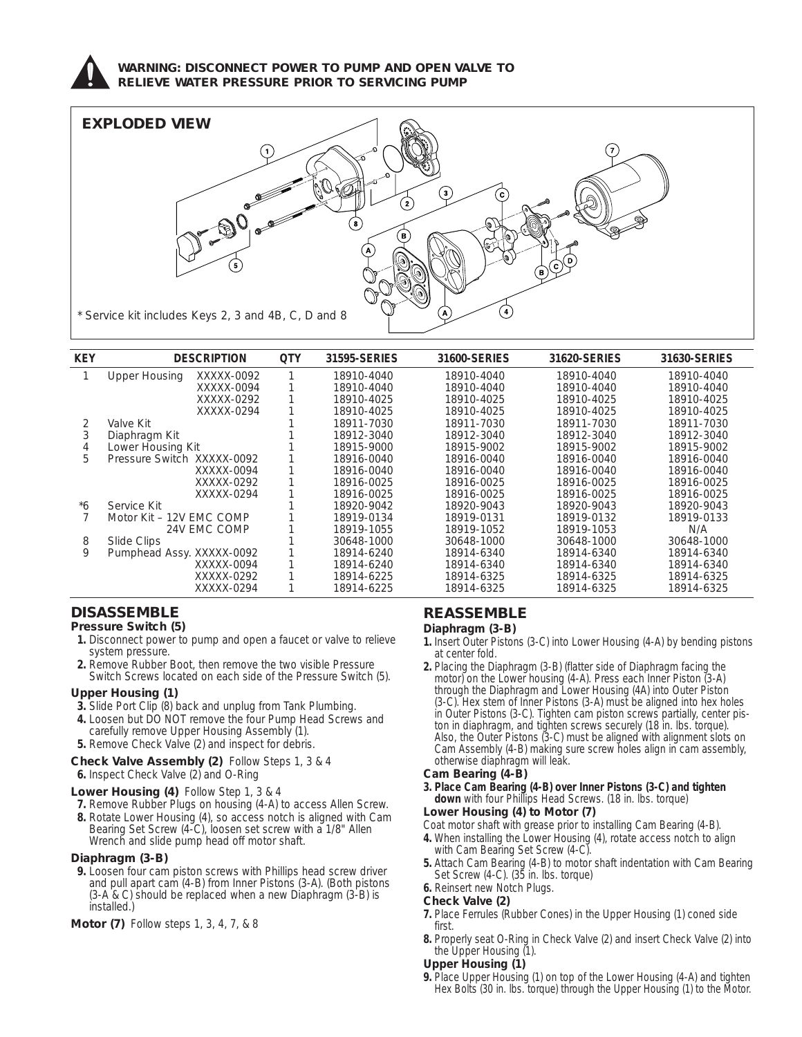**WARNING: DISCONNECT POWER TO PUMP AND OPEN VALVE TO RELIEVE WATER PRESSURE PRIOR TO SERVICING PUMP**

## EXPLODED VIEW

* Service kit includes Keys 2, 3 and 4B, C, D and 8

| KEY | DESCRIPTION | | QTY | 31595-SERIES | 31600-SERIES | 31620-SERIES | 31630-SERIES |
|---|---|---|---|---|---|---|---|
| 1 | Upper Housing | XXXXX-0092 | 1 | 18910-4040 | 18910-4040 | 18910-4040 | 18910-4040 |
| | | XXXXX-0094 | 1 | 18910-4040 | 18910-4040 | 18910-4040 | 18910-4040 |
| | | XXXXX-0292 | 1 | 18910-4025 | 18910-4025 | 18910-4025 | 18910-4025 |
| | | XXXXX-0294 | 1 | 18910-4025 | 18910-4025 | 18910-4025 | 18910-4025 |
| 2 | Valve Kit | | 1 | 18911-7030 | 18911-7030 | 18911-7030 | 18911-7030 |
| 3 | Diaphragm Kit | | 1 | 18912-3040 | 18912-3040 | 18912-3040 | 18912-3040 |
| 4 | Lower Housing Kit | | 1 | 18915-9000 | 18915-9002 | 18915-9002 | 18915-9002 |
| 5 | Pressure Switch | XXXXX-0092 | 1 | 18916-0040 | 18916-0040 | 18916-0040 | 18916-0040 |
| | | XXXXX-0094 | 1 | 18916-0040 | 18916-0040 | 18916-0040 | 18916-0040 |
| | | XXXXX-0292 | 1 | 18916-0025 | 18916-0025 | 18916-0025 | 18916-0025 |
| | | XXXXX-0294 | 1 | 18916-0025 | 18916-0025 | 18916-0025 | 18916-0025 |
| *6 | Service Kit | | 1 | 18920-9042 | 18920-9043 | 18920-9043 | 18920-9043 |
| 7 | Motor Kit – 12V EMC COMP | | 1 | 18919-0134 | 18919-0131 | 18919-0132 | 18919-0133 |
| | | 24V EMC COMP | 1 | 18919-1055 | 18919-1052 | 18919-1053 | N/A |
| 8 | Slide Clips | | 1 | 30648-1000 | 30648-1000 | 30648-1000 | 30648-1000 |
| 9 | Pumphead Assy. | XXXXX-0092 | 1 | 18914-6240 | 18914-6340 | 18914-6340 | 18914-6340 |
| | | XXXXX-0094 | 1 | 18914-6240 | 18914-6340 | 18914-6340 | 18914-6340 |
| | | XXXXX-0292 | 1 | 18914-6225 | 18914-6325 | 18914-6325 | 18914-6325 |
| | | XXXXX-0294 | 1 | 18914-6225 | 18914-6325 | 18914-6325 | 18914-6325 |

## DISASSEMBLE

### Pressure Switch (5)

1. Disconnect power to pump and open a faucet or valve to relieve system pressure.
2. Remove Rubber Boot, then remove the two visible Pressure Switch Screws located on each side of the Pressure Switch (5).

### Upper Housing (1)

3. Slide Port Clip (8) back and unplug from Tank Plumbing.
4. Loosen but DO NOT remove the four Pump Head Screws and carefully remove Upper Housing Assembly (1).
5. Remove Check Valve (2) and inspect for debris.

### Check Valve Assembly (2) Follow Steps 1, 3 & 4

6. Inspect Check Valve (2) and O-Ring

### Lower Housing (4) Follow Step 1, 3 & 4

7. Remove Rubber Plugs on housing (4-A) to access Allen Screw.
8. Rotate Lower Housing (4), so access notch is aligned with Cam Bearing Set Screw (4-C), loosen set screw with a 1/8" Allen Wrench and slide pump head off motor shaft.

### Diaphragm (3-B)

9. Loosen four cam piston screws with Phillips head screw driver and pull apart cam (4-B) from Inner Pistons (3-A). (Both pistons (3-A & C) should be replaced when a new Diaphragm (3-B) is installed.)

### Motor (7) Follow steps 1, 3, 4, 7, & 8

## REASSEMBLE

### Diaphragm (3-B)

1. Insert Outer Pistons (3-C) into Lower Housing (4-A) by bending pistons at center fold.
2. Placing the Diaphragm (3-B) (flatter side of Diaphragm facing the motor) on the Lower housing (4-A). Press each Inner Piston (3-A) through the Diaphragm and Lower Housing (4A) into Outer Piston (3-C). Hex stem of Inner Pistons (3-A) must be aligned into hex holes in Outer Pistons (3-C). Tighten cam piston screws partially, center piston in diaphragm, and tighten screws securely (18 in. lbs. torque). Also, the Outer Pistons (3-C) must be aligned with alignment slots on Cam Assembly (4-B) making sure screw holes align in cam assembly, otherwise diaphragm will leak.

### Cam Bearing (4-B)

3. **Place Cam Bearing (4-B) over Inner Pistons (3-C) and tighten down** with four Phillips Head Screws. (18 in. lbs. torque)

### Lower Housing (4) to Motor (7)

Coat motor shaft with grease prior to installing Cam Bearing (4-B).

4. When installing the Lower Housing (4), rotate access notch to align with Cam Bearing Set Screw (4-C).
5. Attach Cam Bearing (4-B) to motor shaft indentation with Cam Bearing Set Screw (4-C). (35 in. lbs. torque)
6. Reinsert new Notch Plugs.

### Check Valve (2)

7. Place Ferrules (Rubber Cones) in the Upper Housing (1) coned side first.
8. Properly seat O-Ring in Check Valve (2) and insert Check Valve (2) into the Upper Housing (1).

### Upper Housing (1)

9. Place Upper Housing (1) on top of the Lower Housing (4-A) and tighten Hex Bolts (30 in. lbs. torque) through the Upper Housing (1) to the Motor.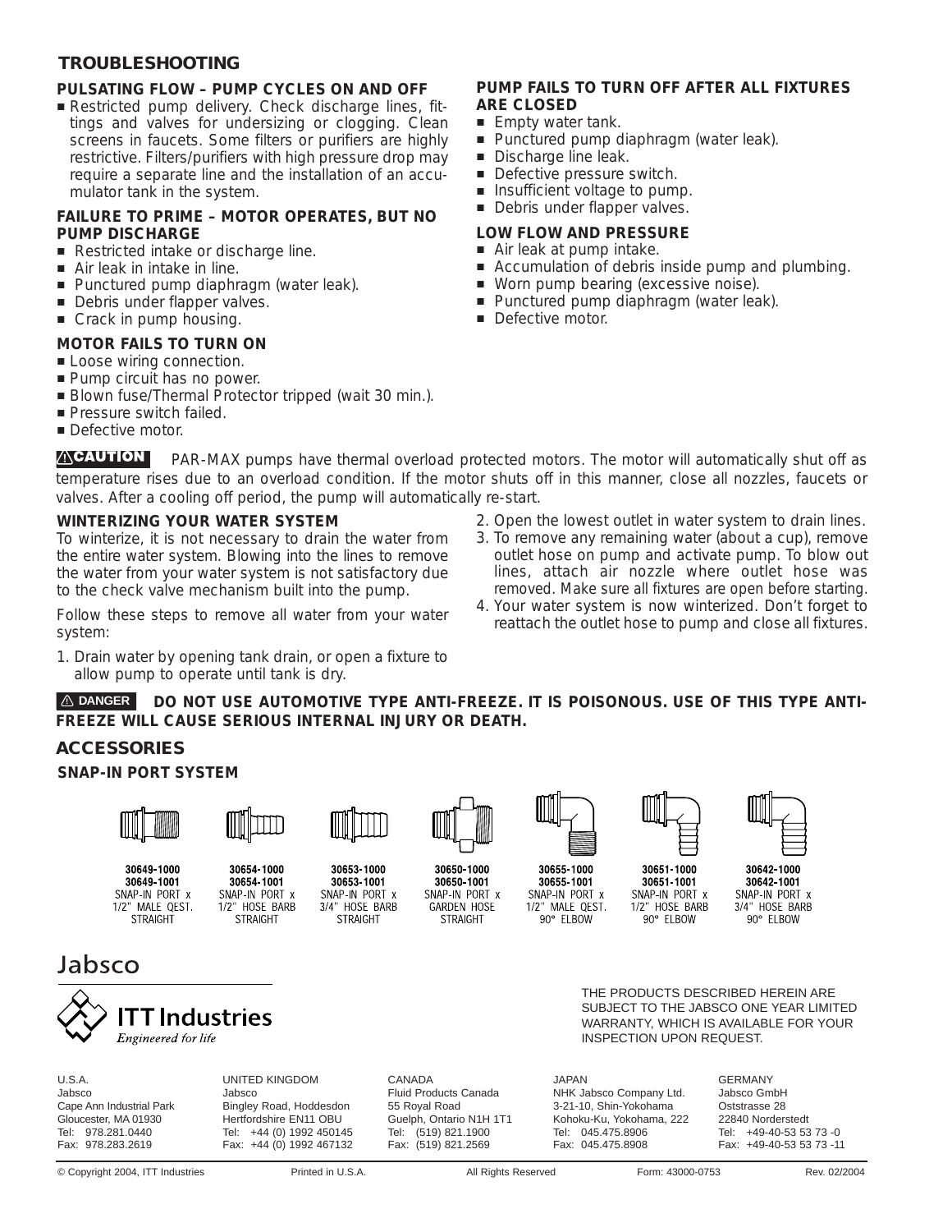## TROUBLESHOOTING

### PULSATING FLOW – PUMP CYCLES ON AND OFF

- Restricted pump delivery. Check discharge lines, fittings and valves for undersizing or clogging. Clean screens in faucets. Some filters or purifiers are highly restrictive. Filters/purifiers with high pressure drop may require a separate line and the installation of an accumulator tank in the system.

### FAILURE TO PRIME – MOTOR OPERATES, BUT NO PUMP DISCHARGE

- Restricted intake or discharge line.
- Air leak in intake in line.
- Punctured pump diaphragm (water leak).
- Debris under flapper valves.
- Crack in pump housing.

### MOTOR FAILS TO TURN ON

- Loose wiring connection.
- Pump circuit has no power.
- Blown fuse/Thermal Protector tripped (wait 30 min.).
- Pressure switch failed.
- Defective motor.

### PUMP FAILS TO TURN OFF AFTER ALL FIXTURES ARE CLOSED

- Empty water tank.
- Punctured pump diaphragm (water leak).
- Discharge line leak.
- Defective pressure switch.
- Insufficient voltage to pump.
- Debris under flapper valves.

### LOW FLOW AND PRESSURE

- Air leak at pump intake.
- Accumulation of debris inside pump and plumbing.
- Worn pump bearing (excessive noise).
- Punctured pump diaphragm (water leak).
- Defective motor.

**⚠CAUTION** PAR-MAX pumps have thermal overload protected motors. The motor will automatically shut off as temperature rises due to an overload condition. If the motor shuts off in this manner, close all nozzles, faucets or valves. After a cooling off period, the pump will automatically re-start.

### WINTERIZING YOUR WATER SYSTEM

To winterize, it is not necessary to drain the water from the entire water system. Blowing into the lines to remove the water from your water system is not satisfactory due to the check valve mechanism built into the pump.

Follow these steps to remove all water from your water system:

1. Drain water by opening tank drain, or open a fixture to allow pump to operate until tank is dry.
2. Open the lowest outlet in water system to drain lines.
3. To remove any remaining water (about a cup), remove outlet hose on pump and activate pump. To blow out lines, attach air nozzle where outlet hose was removed. Make sure all fixtures are open before starting.
4. Your water system is now winterized. Don't forget to reattach the outlet hose to pump and close all fixtures.

**⚠ DANGER** **DO NOT USE AUTOMOTIVE TYPE ANTI-FREEZE. IT IS POISONOUS. USE OF THIS TYPE ANTI-FREEZE WILL CAUSE SERIOUS INTERNAL INJURY OR DEATH.**

## ACCESSORIES

### SNAP-IN PORT SYSTEM

30649-1000
30649-1001
SNAP-IN PORT x 1/2" MALE QEST. STRAIGHT

30654-1000
30654-1001
SNAP-IN PORT x 1/2" HOSE BARB STRAIGHT

30653-1000
30653-1001
SNAP-IN PORT x 3/4" HOSE BARB STRAIGHT

30650-1000
30650-1001
SNAP-IN PORT x GARDEN HOSE STRAIGHT

30655-1000
30655-1001
SNAP-IN PORT x 1/2" MALE QEST. 90° ELBOW

30651-1000
30651-1001
SNAP-IN PORT x 1/2" HOSE BARB 90° ELBOW

30642-1000
30642-1001
SNAP-IN PORT x 3/4" HOSE BARB 90° ELBOW

Jabsco

ITT Industries
*Engineered for life*

THE PRODUCTS DESCRIBED HEREIN ARE SUBJECT TO THE JABSCO ONE YEAR LIMITED WARRANTY, WHICH IS AVAILABLE FOR YOUR INSPECTION UPON REQUEST.

U.S.A.
Jabsco
Cape Ann Industrial Park
Gloucester, MA 01930
Tel: 978.281.0440
Fax: 978.283.2619

UNITED KINGDOM
Jabsco
Bingley Road, Hoddesdon
Hertfordshire EN11 OBU
Tel: +44 (0) 1992 450145
Fax: +44 (0) 1992 467132

CANADA
Fluid Products Canada
55 Royal Road
Guelph, Ontario N1H 1T1
Tel: (519) 821.1900
Fax: (519) 821.2569

JAPAN
NHK Jabsco Company Ltd.
3-21-10, Shin-Yokohama
Kohoku-Ku, Yokohama, 222
Tel: 045.475.8906
Fax: 045.475.8908

GERMANY
Jabsco GmbH
Oststrasse 28
22840 Norderstedt
Tel: +49-40-53 53 73 -0
Fax: +49-40-53 53 73 -11

© Copyright 2004, ITT Industries    Printed in U.S.A.    All Rights Reserved    Form: 43000-0753    Rev. 02/2004